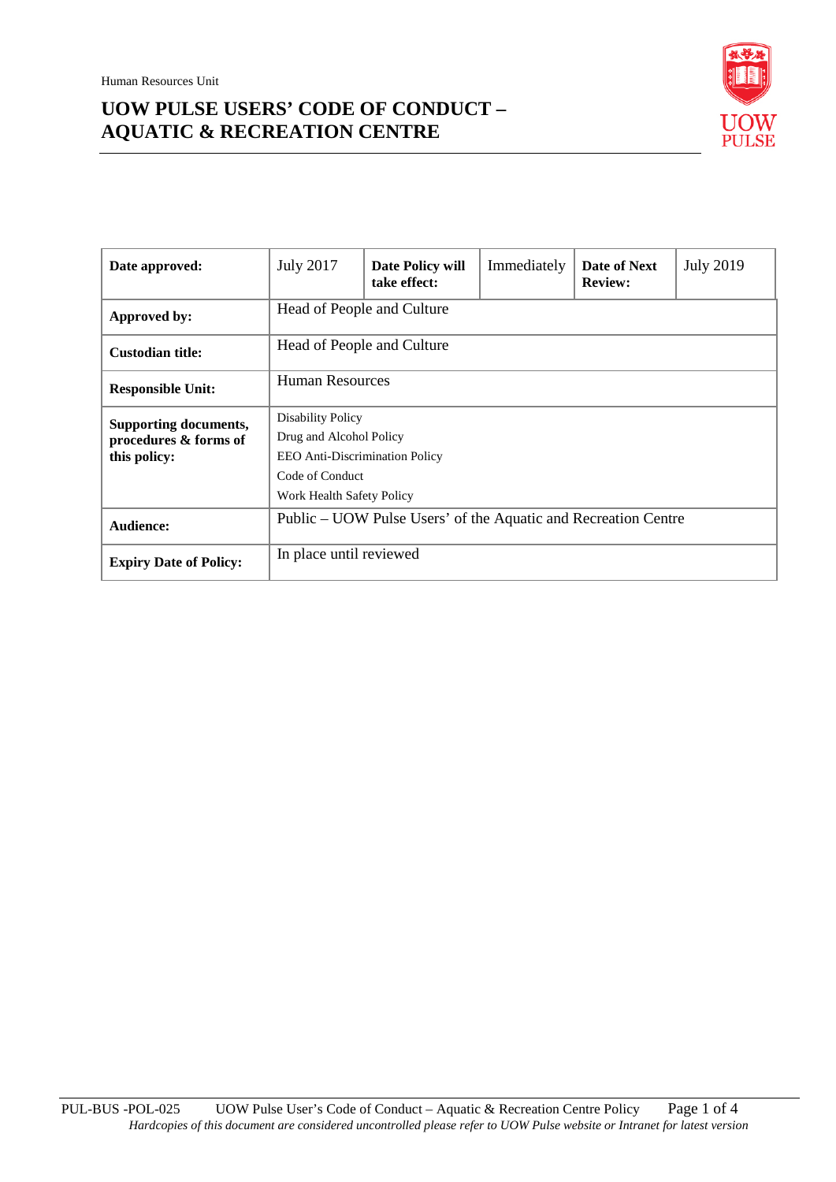Human Resources Unit

# UOW PULSE USERS' CODE OF CONDUCT – AQUATIC & RECREATION CENTRE

| **Date approved:** | July 2017 | **Date Policy will take effect:** | Immediately | **Date of Next Review:** | July 2019 |
|---|---|---|---|---|---|
| **Approved by:** | Head of People and Culture | | | | |
| **Custodian title:** | Head of People and Culture | | | | |
| **Responsible Unit:** | Human Resources | | | | |
| **Supporting documents, procedures & forms of this policy:** | Disability Policy<br>Drug and Alcohol Policy<br>EEO Anti-Discrimination Policy<br>Code of Conduct<br>Work Health Safety Policy | | | | |
| **Audience:** | Public – UOW Pulse Users' of the Aquatic and Recreation Centre | | | | |
| **Expiry Date of Policy:** | In place until reviewed | | | | |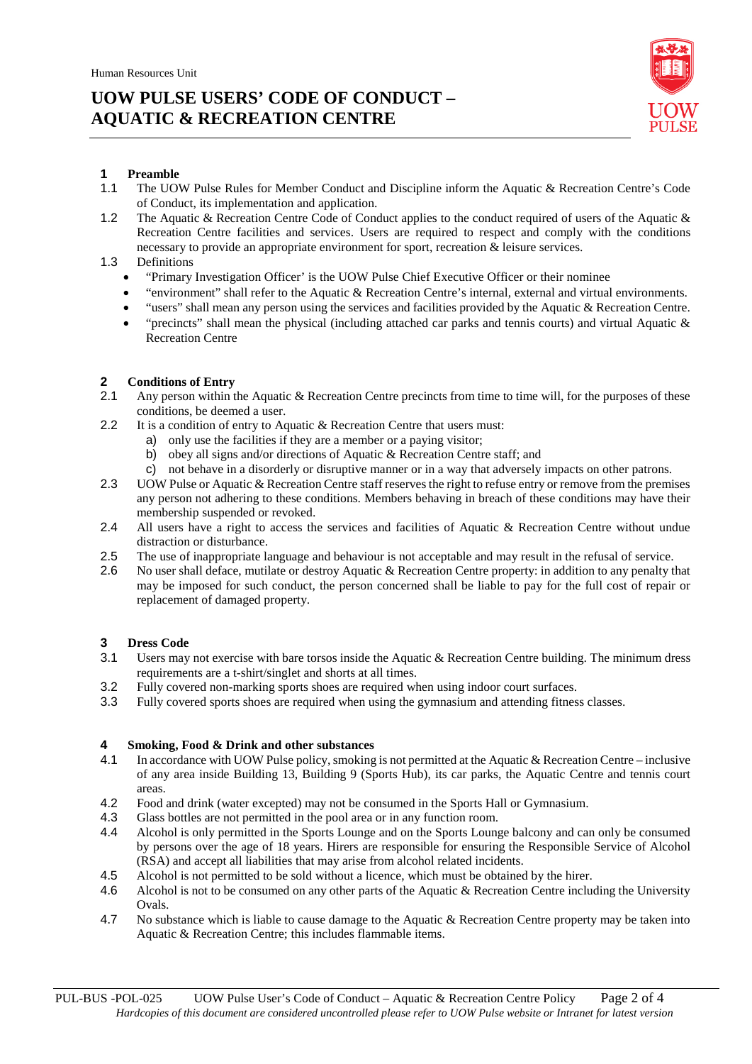Human Resources Unit

# UOW PULSE USERS' CODE OF CONDUCT – AQUATIC & RECREATION CENTRE

## 1 Preamble

1.1 The UOW Pulse Rules for Member Conduct and Discipline inform the Aquatic & Recreation Centre's Code of Conduct, its implementation and application.

1.2 The Aquatic & Recreation Centre Code of Conduct applies to the conduct required of users of the Aquatic & Recreation Centre facilities and services. Users are required to respect and comply with the conditions necessary to provide an appropriate environment for sport, recreation & leisure services.

1.3 Definitions

- "Primary Investigation Officer' is the UOW Pulse Chief Executive Officer or their nominee
- "environment" shall refer to the Aquatic & Recreation Centre's internal, external and virtual environments.
- "users" shall mean any person using the services and facilities provided by the Aquatic & Recreation Centre.
- "precincts" shall mean the physical (including attached car parks and tennis courts) and virtual Aquatic & Recreation Centre

## 2 Conditions of Entry

2.1 Any person within the Aquatic & Recreation Centre precincts from time to time will, for the purposes of these conditions, be deemed a user.

2.2 It is a condition of entry to Aquatic & Recreation Centre that users must:

a) only use the facilities if they are a member or a paying visitor;
b) obey all signs and/or directions of Aquatic & Recreation Centre staff; and
c) not behave in a disorderly or disruptive manner or in a way that adversely impacts on other patrons.

2.3 UOW Pulse or Aquatic & Recreation Centre staff reserves the right to refuse entry or remove from the premises any person not adhering to these conditions. Members behaving in breach of these conditions may have their membership suspended or revoked.

2.4 All users have a right to access the services and facilities of Aquatic & Recreation Centre without undue distraction or disturbance.

2.5 The use of inappropriate language and behaviour is not acceptable and may result in the refusal of service.

2.6 No user shall deface, mutilate or destroy Aquatic & Recreation Centre property: in addition to any penalty that may be imposed for such conduct, the person concerned shall be liable to pay for the full cost of repair or replacement of damaged property.

## 3 Dress Code

3.1 Users may not exercise with bare torsos inside the Aquatic & Recreation Centre building. The minimum dress requirements are a t-shirt/singlet and shorts at all times.

3.2 Fully covered non-marking sports shoes are required when using indoor court surfaces.

3.3 Fully covered sports shoes are required when using the gymnasium and attending fitness classes.

## 4 Smoking, Food & Drink and other substances

4.1 In accordance with UOW Pulse policy, smoking is not permitted at the Aquatic & Recreation Centre – inclusive of any area inside Building 13, Building 9 (Sports Hub), its car parks, the Aquatic Centre and tennis court areas.

4.2 Food and drink (water excepted) may not be consumed in the Sports Hall or Gymnasium.

4.3 Glass bottles are not permitted in the pool area or in any function room.

4.4 Alcohol is only permitted in the Sports Lounge and on the Sports Lounge balcony and can only be consumed by persons over the age of 18 years. Hirers are responsible for ensuring the Responsible Service of Alcohol (RSA) and accept all liabilities that may arise from alcohol related incidents.

4.5 Alcohol is not permitted to be sold without a licence, which must be obtained by the hirer.

4.6 Alcohol is not to be consumed on any other parts of the Aquatic & Recreation Centre including the University Ovals.

4.7 No substance which is liable to cause damage to the Aquatic & Recreation Centre property may be taken into Aquatic & Recreation Centre; this includes flammable items.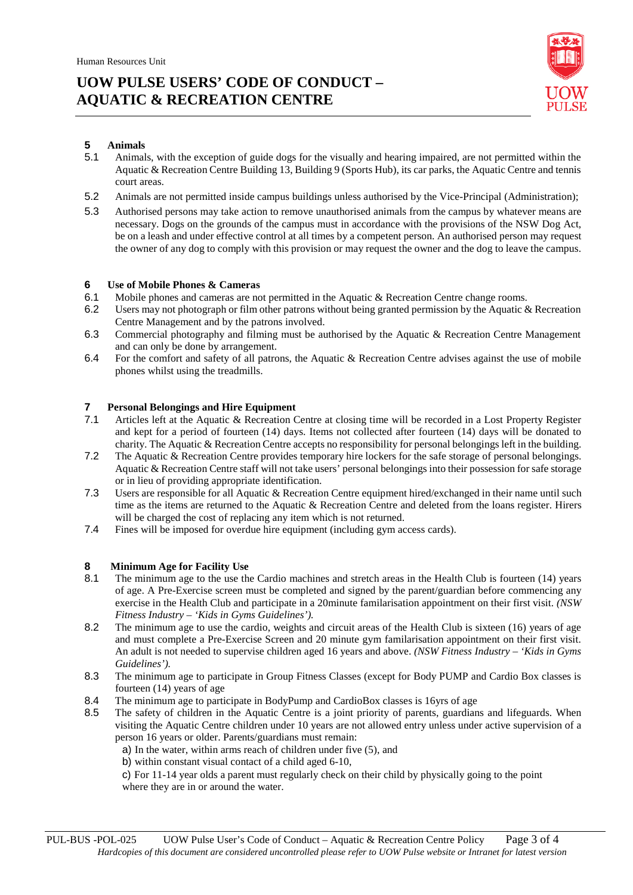## 5 Animals

5.1 Animals, with the exception of guide dogs for the visually and hearing impaired, are not permitted within the Aquatic & Recreation Centre Building 13, Building 9 (Sports Hub), its car parks, the Aquatic Centre and tennis court areas.

5.2 Animals are not permitted inside campus buildings unless authorised by the Vice-Principal (Administration);

5.3 Authorised persons may take action to remove unauthorised animals from the campus by whatever means are necessary. Dogs on the grounds of the campus must in accordance with the provisions of the NSW Dog Act, be on a leash and under effective control at all times by a competent person. An authorised person may request the owner of any dog to comply with this provision or may request the owner and the dog to leave the campus.

## 6 Use of Mobile Phones & Cameras

6.1 Mobile phones and cameras are not permitted in the Aquatic & Recreation Centre change rooms.

6.2 Users may not photograph or film other patrons without being granted permission by the Aquatic & Recreation Centre Management and by the patrons involved.

6.3 Commercial photography and filming must be authorised by the Aquatic & Recreation Centre Management and can only be done by arrangement.

6.4 For the comfort and safety of all patrons, the Aquatic & Recreation Centre advises against the use of mobile phones whilst using the treadmills.

## 7 Personal Belongings and Hire Equipment

7.1 Articles left at the Aquatic & Recreation Centre at closing time will be recorded in a Lost Property Register and kept for a period of fourteen (14) days. Items not collected after fourteen (14) days will be donated to charity. The Aquatic & Recreation Centre accepts no responsibility for personal belongings left in the building.

7.2 The Aquatic & Recreation Centre provides temporary hire lockers for the safe storage of personal belongings. Aquatic & Recreation Centre staff will not take users' personal belongings into their possession for safe storage or in lieu of providing appropriate identification.

7.3 Users are responsible for all Aquatic & Recreation Centre equipment hired/exchanged in their name until such time as the items are returned to the Aquatic & Recreation Centre and deleted from the loans register. Hirers will be charged the cost of replacing any item which is not returned.

7.4 Fines will be imposed for overdue hire equipment (including gym access cards).

## 8 Minimum Age for Facility Use

8.1 The minimum age to the use the Cardio machines and stretch areas in the Health Club is fourteen (14) years of age. A Pre-Exercise screen must be completed and signed by the parent/guardian before commencing any exercise in the Health Club and participate in a 20minute familarisation appointment on their first visit. *(NSW Fitness Industry – 'Kids in Gyms Guidelines').*

8.2 The minimum age to use the cardio, weights and circuit areas of the Health Club is sixteen (16) years of age and must complete a Pre-Exercise Screen and 20 minute gym familarisation appointment on their first visit. An adult is not needed to supervise children aged 16 years and above. *(NSW Fitness Industry – 'Kids in Gyms Guidelines').*

8.3 The minimum age to participate in Group Fitness Classes (except for Body PUMP and Cardio Box classes is fourteen (14) years of age

8.4 The minimum age to participate in BodyPump and CardioBox classes is 16yrs of age

8.5 The safety of children in the Aquatic Centre is a joint priority of parents, guardians and lifeguards. When visiting the Aquatic Centre children under 10 years are not allowed entry unless under active supervision of a person 16 years or older. Parents/guardians must remain:

a) In the water, within arms reach of children under five (5), and

b) within constant visual contact of a child aged 6-10,

c) For 11-14 year olds a parent must regularly check on their child by physically going to the point where they are in or around the water.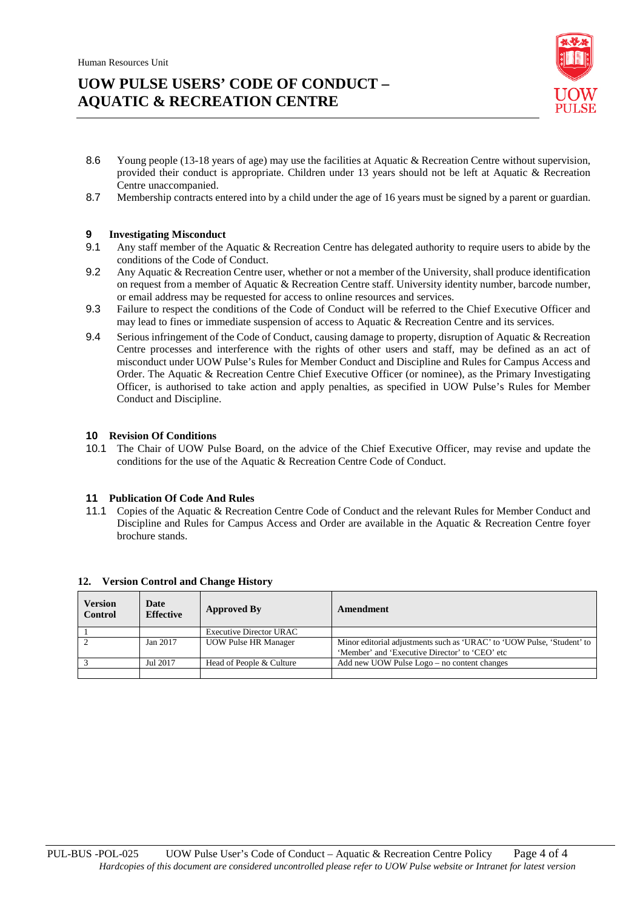8.6 Young people (13-18 years of age) may use the facilities at Aquatic & Recreation Centre without supervision, provided their conduct is appropriate. Children under 13 years should not be left at Aquatic & Recreation Centre unaccompanied.

8.7 Membership contracts entered into by a child under the age of 16 years must be signed by a parent or guardian.

## 9 Investigating Misconduct

9.1 Any staff member of the Aquatic & Recreation Centre has delegated authority to require users to abide by the conditions of the Code of Conduct.

9.2 Any Aquatic & Recreation Centre user, whether or not a member of the University, shall produce identification on request from a member of Aquatic & Recreation Centre staff. University identity number, barcode number, or email address may be requested for access to online resources and services.

9.3 Failure to respect the conditions of the Code of Conduct will be referred to the Chief Executive Officer and may lead to fines or immediate suspension of access to Aquatic & Recreation Centre and its services.

9.4 Serious infringement of the Code of Conduct, causing damage to property, disruption of Aquatic & Recreation Centre processes and interference with the rights of other users and staff, may be defined as an act of misconduct under UOW Pulse's Rules for Member Conduct and Discipline and Rules for Campus Access and Order. The Aquatic & Recreation Centre Chief Executive Officer (or nominee), as the Primary Investigating Officer, is authorised to take action and apply penalties, as specified in UOW Pulse's Rules for Member Conduct and Discipline.

## 10 Revision Of Conditions

10.1 The Chair of UOW Pulse Board, on the advice of the Chief Executive Officer, may revise and update the conditions for the use of the Aquatic & Recreation Centre Code of Conduct.

## 11 Publication Of Code And Rules

11.1 Copies of the Aquatic & Recreation Centre Code of Conduct and the relevant Rules for Member Conduct and Discipline and Rules for Campus Access and Order are available in the Aquatic & Recreation Centre foyer brochure stands.

## 12. Version Control and Change History

| Version Control | Date Effective | Approved By | Amendment |
|---|---|---|---|
| 1 | | Executive Director URAC | |
| 2 | Jan 2017 | UOW Pulse HR Manager | Minor editorial adjustments such as 'URAC' to 'UOW Pulse, 'Student' to 'Member' and 'Executive Director' to 'CEO' etc |
| 3 | Jul 2017 | Head of People & Culture | Add new UOW Pulse Logo – no content changes |
| | | | |